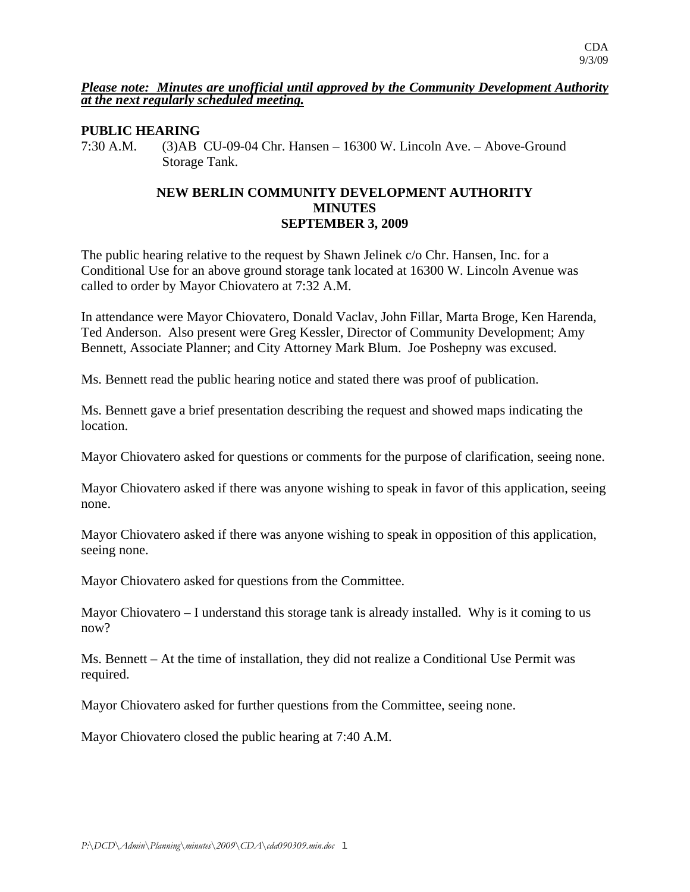CDA
9/3/09

***Please note: Minutes are unofficial until approved by the Community Development Authority at the next regularly scheduled meeting.***

**PUBLIC HEARING**

7:30 A.M. (3)AB CU-09-04 Chr. Hansen – 16300 W. Lincoln Ave. – Above-Ground Storage Tank.

## NEW BERLIN COMMUNITY DEVELOPMENT AUTHORITY
## MINUTES
## SEPTEMBER 3, 2009

The public hearing relative to the request by Shawn Jelinek c/o Chr. Hansen, Inc. for a Conditional Use for an above ground storage tank located at 16300 W. Lincoln Avenue was called to order by Mayor Chiovatero at 7:32 A.M.

In attendance were Mayor Chiovatero, Donald Vaclav, John Fillar, Marta Broge, Ken Harenda, Ted Anderson. Also present were Greg Kessler, Director of Community Development; Amy Bennett, Associate Planner; and City Attorney Mark Blum. Joe Poshepny was excused.

Ms. Bennett read the public hearing notice and stated there was proof of publication.

Ms. Bennett gave a brief presentation describing the request and showed maps indicating the location.

Mayor Chiovatero asked for questions or comments for the purpose of clarification, seeing none.

Mayor Chiovatero asked if there was anyone wishing to speak in favor of this application, seeing none.

Mayor Chiovatero asked if there was anyone wishing to speak in opposition of this application, seeing none.

Mayor Chiovatero asked for questions from the Committee.

Mayor Chiovatero – I understand this storage tank is already installed. Why is it coming to us now?

Ms. Bennett – At the time of installation, they did not realize a Conditional Use Permit was required.

Mayor Chiovatero asked for further questions from the Committee, seeing none.

Mayor Chiovatero closed the public hearing at 7:40 A.M.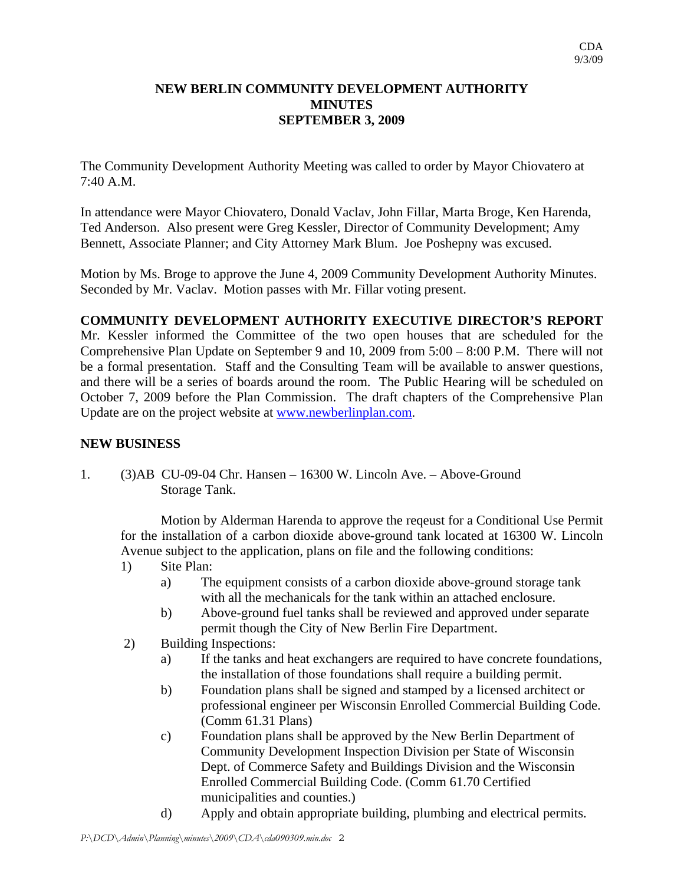# NEW BERLIN COMMUNITY DEVELOPMENT AUTHORITY
## MINUTES
## SEPTEMBER 3, 2009

The Community Development Authority Meeting was called to order by Mayor Chiovatero at 7:40 A.M.

In attendance were Mayor Chiovatero, Donald Vaclav, John Fillar, Marta Broge, Ken Harenda, Ted Anderson. Also present were Greg Kessler, Director of Community Development; Amy Bennett, Associate Planner; and City Attorney Mark Blum. Joe Poshepny was excused.

Motion by Ms. Broge to approve the June 4, 2009 Community Development Authority Minutes. Seconded by Mr. Vaclav. Motion passes with Mr. Fillar voting present.

**COMMUNITY DEVELOPMENT AUTHORITY EXECUTIVE DIRECTOR'S REPORT**
Mr. Kessler informed the Committee of the two open houses that are scheduled for the Comprehensive Plan Update on September 9 and 10, 2009 from 5:00 – 8:00 P.M. There will not be a formal presentation. Staff and the Consulting Team will be available to answer questions, and there will be a series of boards around the room. The Public Hearing will be scheduled on October 7, 2009 before the Plan Commission. The draft chapters of the Comprehensive Plan Update are on the project website at www.newberlinplan.com.

**NEW BUSINESS**

1. (3)AB CU-09-04 Chr. Hansen – 16300 W. Lincoln Ave. – Above-Ground Storage Tank.

   Motion by Alderman Harenda to approve the reqeust for a Conditional Use Permit for the installation of a carbon dioxide above-ground tank located at 16300 W. Lincoln Avenue subject to the application, plans on file and the following conditions:

   1) Site Plan:
      a) The equipment consists of a carbon dioxide above-ground storage tank with all the mechanicals for the tank within an attached enclosure.
      b) Above-ground fuel tanks shall be reviewed and approved under separate permit though the City of New Berlin Fire Department.
   2) Building Inspections:
      a) If the tanks and heat exchangers are required to have concrete foundations, the installation of those foundations shall require a building permit.
      b) Foundation plans shall be signed and stamped by a licensed architect or professional engineer per Wisconsin Enrolled Commercial Building Code. (Comm 61.31 Plans)
      c) Foundation plans shall be approved by the New Berlin Department of Community Development Inspection Division per State of Wisconsin Dept. of Commerce Safety and Buildings Division and the Wisconsin Enrolled Commercial Building Code. (Comm 61.70 Certified municipalities and counties.)
      d) Apply and obtain appropriate building, plumbing and electrical permits.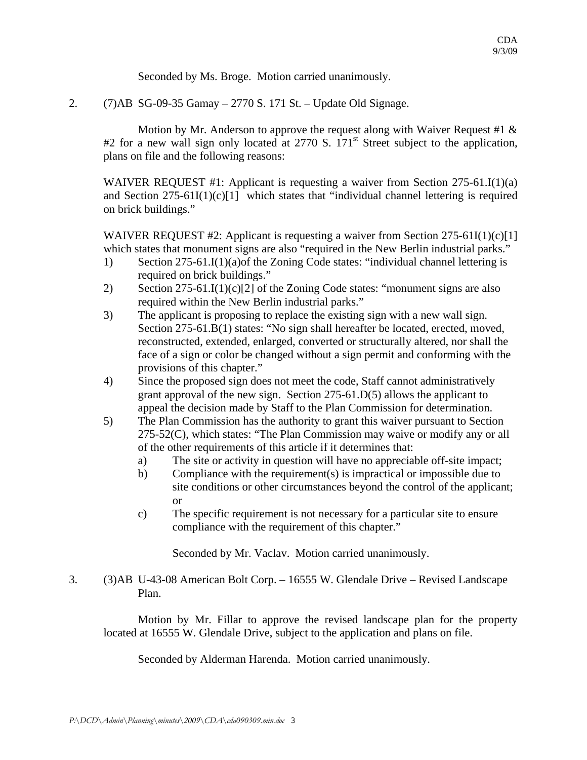Seconded by Ms. Broge. Motion carried unanimously.

2. (7)AB SG-09-35 Gamay – 2770 S. 171 St. – Update Old Signage.

Motion by Mr. Anderson to approve the request along with Waiver Request #1 & #2 for a new wall sign only located at 2770 S. 171st Street subject to the application, plans on file and the following reasons:

WAIVER REQUEST #1: Applicant is requesting a waiver from Section 275-61.I(1)(a) and Section 275-61I(1)(c)[1] which states that "individual channel lettering is required on brick buildings."

WAIVER REQUEST #2: Applicant is requesting a waiver from Section 275-61I(1)(c)[1] which states that monument signs are also "required in the New Berlin industrial parks."

1) Section 275-61.I(1)(a)of the Zoning Code states: "individual channel lettering is required on brick buildings."
2) Section 275-61.I(1)(c)[2] of the Zoning Code states: "monument signs are also required within the New Berlin industrial parks."
3) The applicant is proposing to replace the existing sign with a new wall sign. Section 275-61.B(1) states: "No sign shall hereafter be located, erected, moved, reconstructed, extended, enlarged, converted or structurally altered, nor shall the face of a sign or color be changed without a sign permit and conforming with the provisions of this chapter."
4) Since the proposed sign does not meet the code, Staff cannot administratively grant approval of the new sign. Section 275-61.D(5) allows the applicant to appeal the decision made by Staff to the Plan Commission for determination.
5) The Plan Commission has the authority to grant this waiver pursuant to Section 275-52(C), which states: "The Plan Commission may waive or modify any or all of the other requirements of this article if it determines that:
   a) The site or activity in question will have no appreciable off-site impact;
   b) Compliance with the requirement(s) is impractical or impossible due to site conditions or other circumstances beyond the control of the applicant; or
   c) The specific requirement is not necessary for a particular site to ensure compliance with the requirement of this chapter."

Seconded by Mr. Vaclav. Motion carried unanimously.

3. (3)AB U-43-08 American Bolt Corp. – 16555 W. Glendale Drive – Revised Landscape Plan.

Motion by Mr. Fillar to approve the revised landscape plan for the property located at 16555 W. Glendale Drive, subject to the application and plans on file.

Seconded by Alderman Harenda. Motion carried unanimously.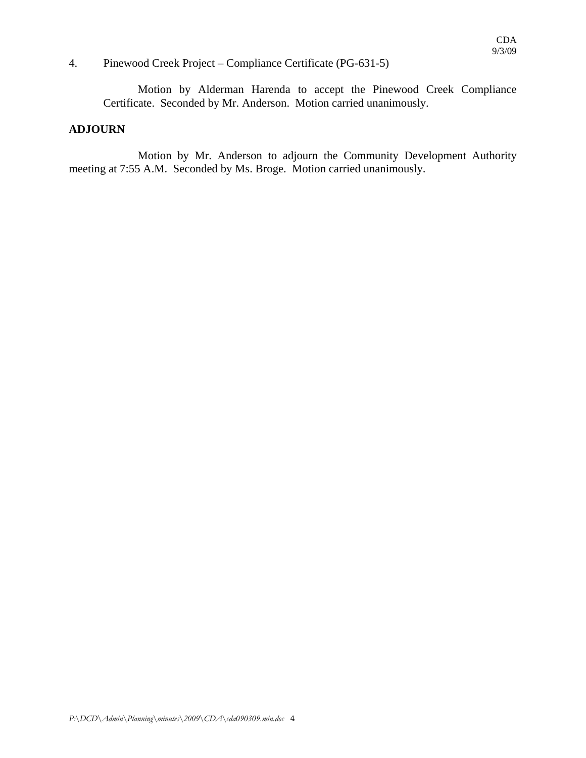4. Pinewood Creek Project – Compliance Certificate (PG-631-5)

Motion by Alderman Harenda to accept the Pinewood Creek Compliance Certificate. Seconded by Mr. Anderson. Motion carried unanimously.

**ADJOURN**

Motion by Mr. Anderson to adjourn the Community Development Authority meeting at 7:55 A.M. Seconded by Ms. Broge. Motion carried unanimously.